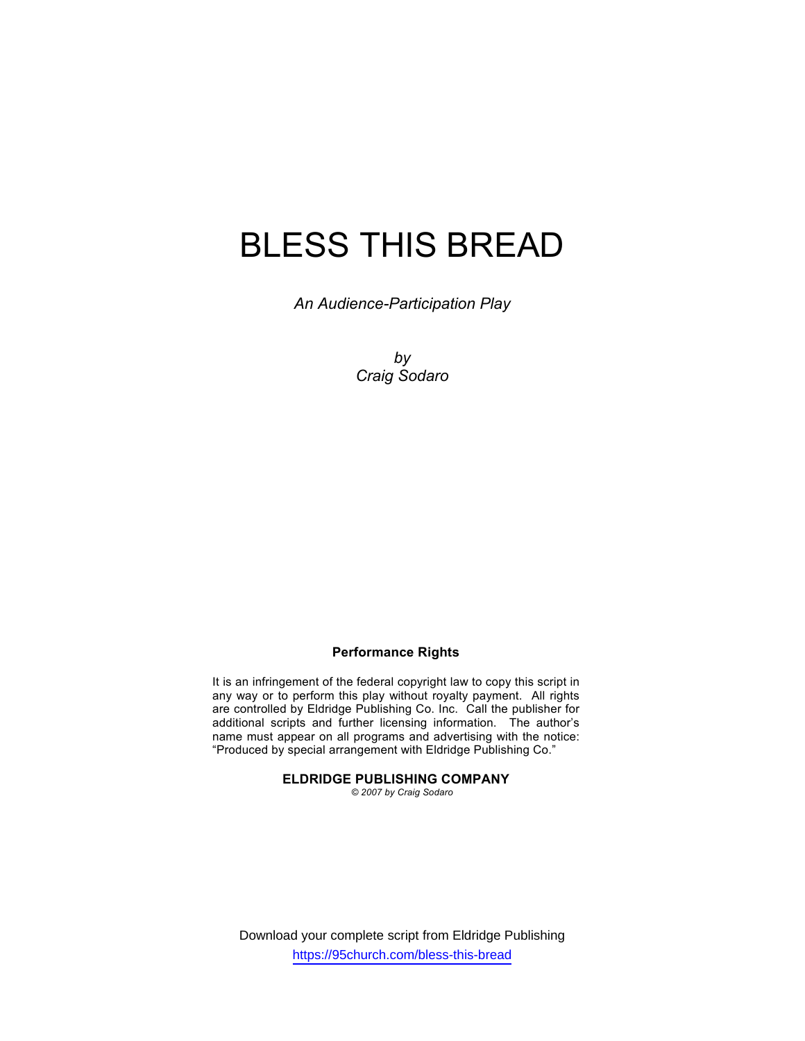# BLESS THIS BREAD

*An Audience-Participation Play*

*by*
*Craig Sodaro*

**Performance Rights**

It is an infringement of the federal copyright law to copy this script in any way or to perform this play without royalty payment. All rights are controlled by Eldridge Publishing Co. Inc. Call the publisher for additional scripts and further licensing information. The author's name must appear on all programs and advertising with the notice: "Produced by special arrangement with Eldridge Publishing Co."

**ELDRIDGE PUBLISHING COMPANY**
*© 2007 by Craig Sodaro*

Download your complete script from Eldridge Publishing
https://95church.com/bless-this-bread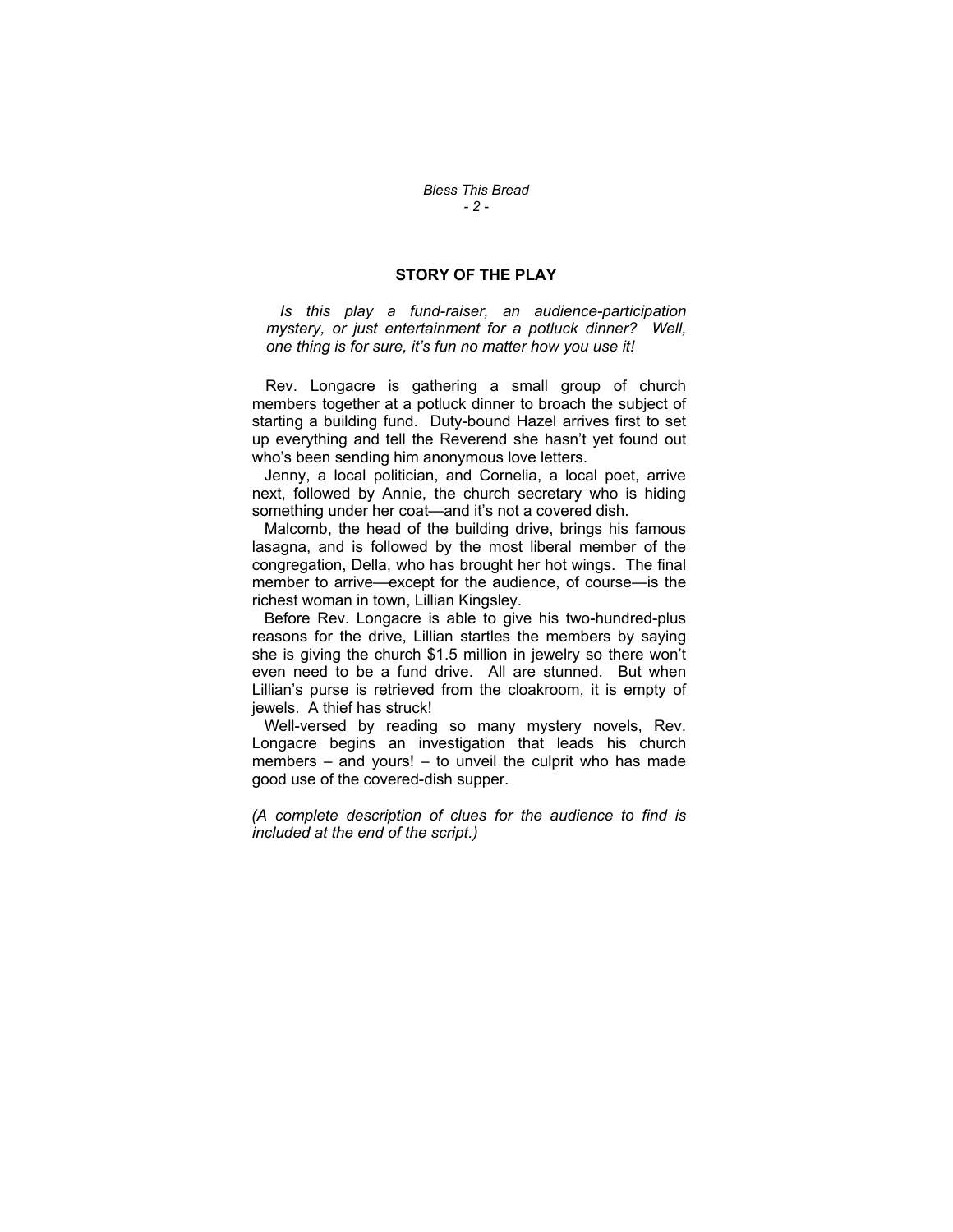## STORY OF THE PLAY

*Is this play a fund-raiser, an audience-participation mystery, or just entertainment for a potluck dinner? Well, one thing is for sure, it's fun no matter how you use it!*

Rev. Longacre is gathering a small group of church members together at a potluck dinner to broach the subject of starting a building fund. Duty-bound Hazel arrives first to set up everything and tell the Reverend she hasn't yet found out who's been sending him anonymous love letters.

Jenny, a local politician, and Cornelia, a local poet, arrive next, followed by Annie, the church secretary who is hiding something under her coat—and it's not a covered dish.

Malcomb, the head of the building drive, brings his famous lasagna, and is followed by the most liberal member of the congregation, Della, who has brought her hot wings. The final member to arrive—except for the audience, of course—is the richest woman in town, Lillian Kingsley.

Before Rev. Longacre is able to give his two-hundred-plus reasons for the drive, Lillian startles the members by saying she is giving the church $1.5 million in jewelry so there won't even need to be a fund drive. All are stunned. But when Lillian's purse is retrieved from the cloakroom, it is empty of jewels. A thief has struck!

Well-versed by reading so many mystery novels, Rev. Longacre begins an investigation that leads his church members – and yours! – to unveil the culprit who has made good use of the covered-dish supper.

*(A complete description of clues for the audience to find is included at the end of the script.)*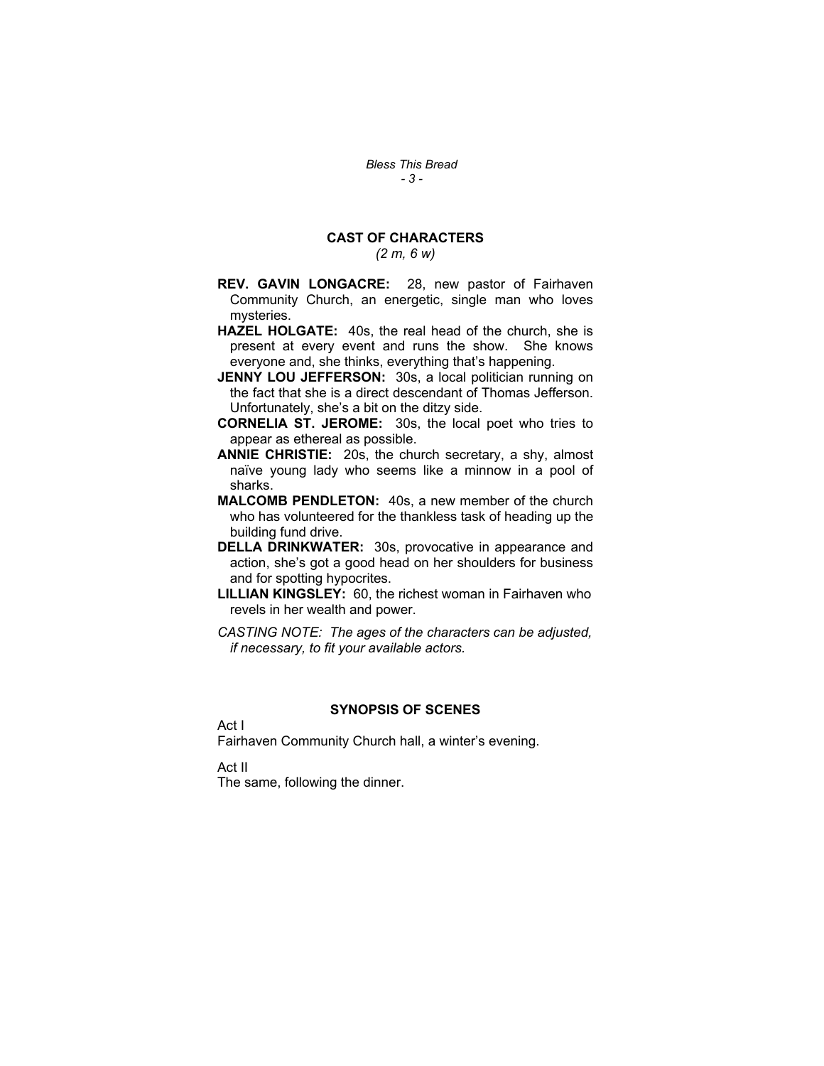## CAST OF CHARACTERS

*(2 m, 6 w)*

**REV. GAVIN LONGACRE:** 28, new pastor of Fairhaven Community Church, an energetic, single man who loves mysteries.

**HAZEL HOLGATE:** 40s, the real head of the church, she is present at every event and runs the show. She knows everyone and, she thinks, everything that's happening.

**JENNY LOU JEFFERSON:** 30s, a local politician running on the fact that she is a direct descendant of Thomas Jefferson. Unfortunately, she's a bit on the ditzy side.

**CORNELIA ST. JEROME:** 30s, the local poet who tries to appear as ethereal as possible.

**ANNIE CHRISTIE:** 20s, the church secretary, a shy, almost naïve young lady who seems like a minnow in a pool of sharks.

**MALCOMB PENDLETON:** 40s, a new member of the church who has volunteered for the thankless task of heading up the building fund drive.

**DELLA DRINKWATER:** 30s, provocative in appearance and action, she's got a good head on her shoulders for business and for spotting hypocrites.

**LILLIAN KINGSLEY:** 60, the richest woman in Fairhaven who revels in her wealth and power.

*CASTING NOTE: The ages of the characters can be adjusted, if necessary, to fit your available actors.*

## SYNOPSIS OF SCENES

Act I
Fairhaven Community Church hall, a winter's evening.

Act II
The same, following the dinner.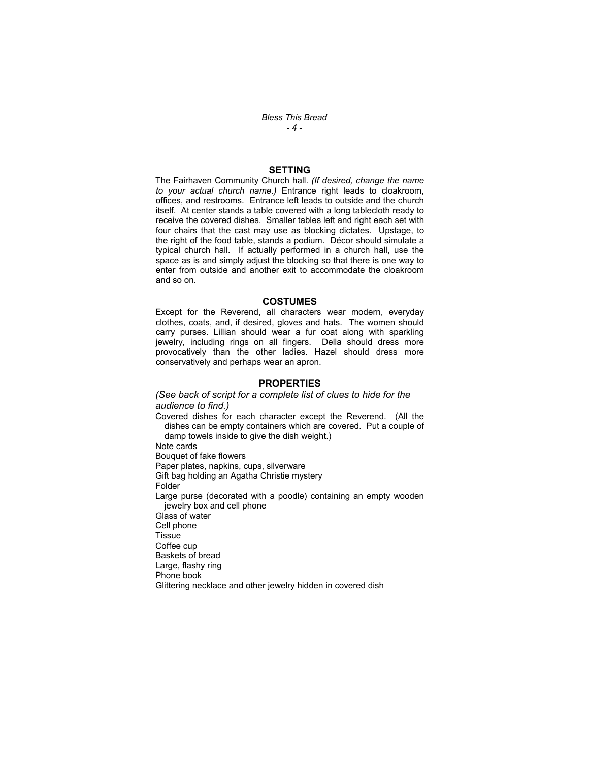## SETTING

The Fairhaven Community Church hall. *(If desired, change the name to your actual church name.)* Entrance right leads to cloakroom, offices, and restrooms. Entrance left leads to outside and the church itself. At center stands a table covered with a long tablecloth ready to receive the covered dishes. Smaller tables left and right each set with four chairs that the cast may use as blocking dictates. Upstage, to the right of the food table, stands a podium. Décor should simulate a typical church hall. If actually performed in a church hall, use the space as is and simply adjust the blocking so that there is one way to enter from outside and another exit to accommodate the cloakroom and so on.

## COSTUMES

Except for the Reverend, all characters wear modern, everyday clothes, coats, and, if desired, gloves and hats. The women should carry purses. Lillian should wear a fur coat along with sparkling jewelry, including rings on all fingers. Della should dress more provocatively than the other ladies. Hazel should dress more conservatively and perhaps wear an apron.

## PROPERTIES

*(See back of script for a complete list of clues to hide for the audience to find.)*

Covered dishes for each character except the Reverend. (All the dishes can be empty containers which are covered. Put a couple of damp towels inside to give the dish weight.)
Note cards
Bouquet of fake flowers
Paper plates, napkins, cups, silverware
Gift bag holding an Agatha Christie mystery
Folder
Large purse (decorated with a poodle) containing an empty wooden jewelry box and cell phone
Glass of water
Cell phone
Tissue
Coffee cup
Baskets of bread
Large, flashy ring
Phone book
Glittering necklace and other jewelry hidden in covered dish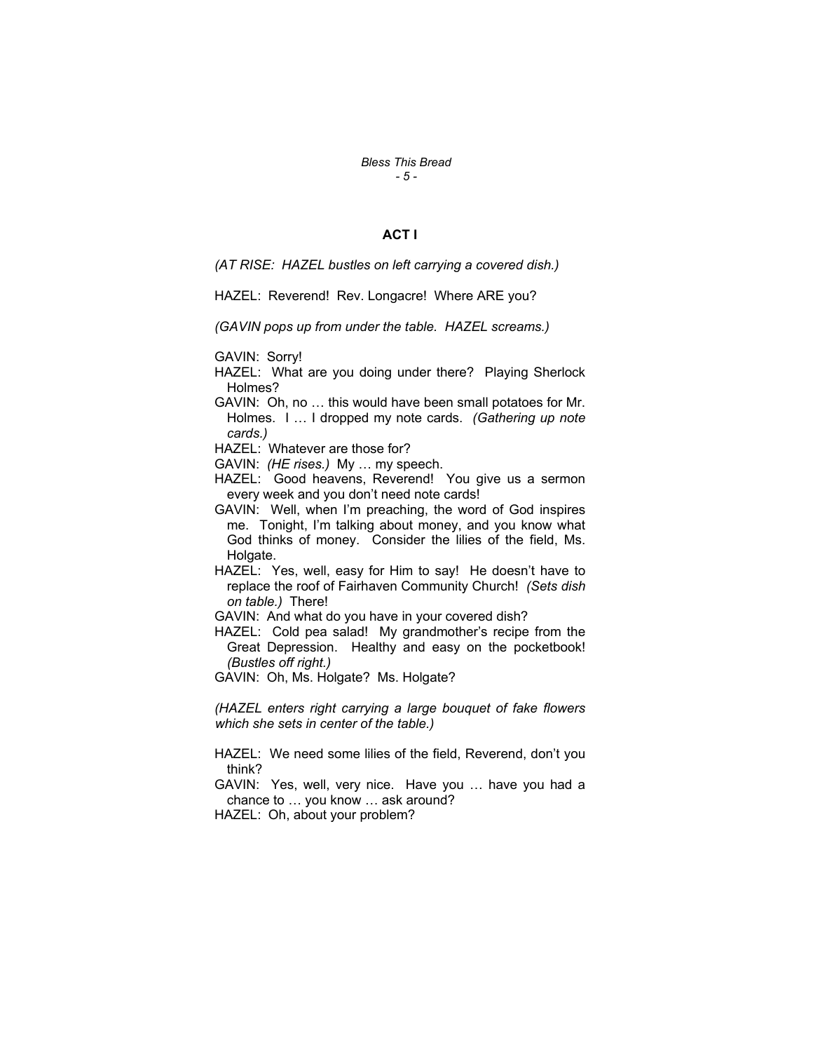## ACT I

*(AT RISE: HAZEL bustles on left carrying a covered dish.)*

HAZEL: Reverend! Rev. Longacre! Where ARE you?

*(GAVIN pops up from under the table. HAZEL screams.)*

GAVIN: Sorry!

HAZEL: What are you doing under there? Playing Sherlock Holmes?

GAVIN: Oh, no … this would have been small potatoes for Mr. Holmes. I … I dropped my note cards. *(Gathering up note cards.)*

HAZEL: Whatever are those for?

GAVIN: *(HE rises.)* My … my speech.

HAZEL: Good heavens, Reverend! You give us a sermon every week and you don't need note cards!

GAVIN: Well, when I'm preaching, the word of God inspires me. Tonight, I'm talking about money, and you know what God thinks of money. Consider the lilies of the field, Ms. Holgate.

HAZEL: Yes, well, easy for Him to say! He doesn't have to replace the roof of Fairhaven Community Church! *(Sets dish on table.)* There!

GAVIN: And what do you have in your covered dish?

HAZEL: Cold pea salad! My grandmother's recipe from the Great Depression. Healthy and easy on the pocketbook! *(Bustles off right.)*

GAVIN: Oh, Ms. Holgate? Ms. Holgate?

*(HAZEL enters right carrying a large bouquet of fake flowers which she sets in center of the table.)*

HAZEL: We need some lilies of the field, Reverend, don't you think?

GAVIN: Yes, well, very nice. Have you … have you had a chance to … you know … ask around?

HAZEL: Oh, about your problem?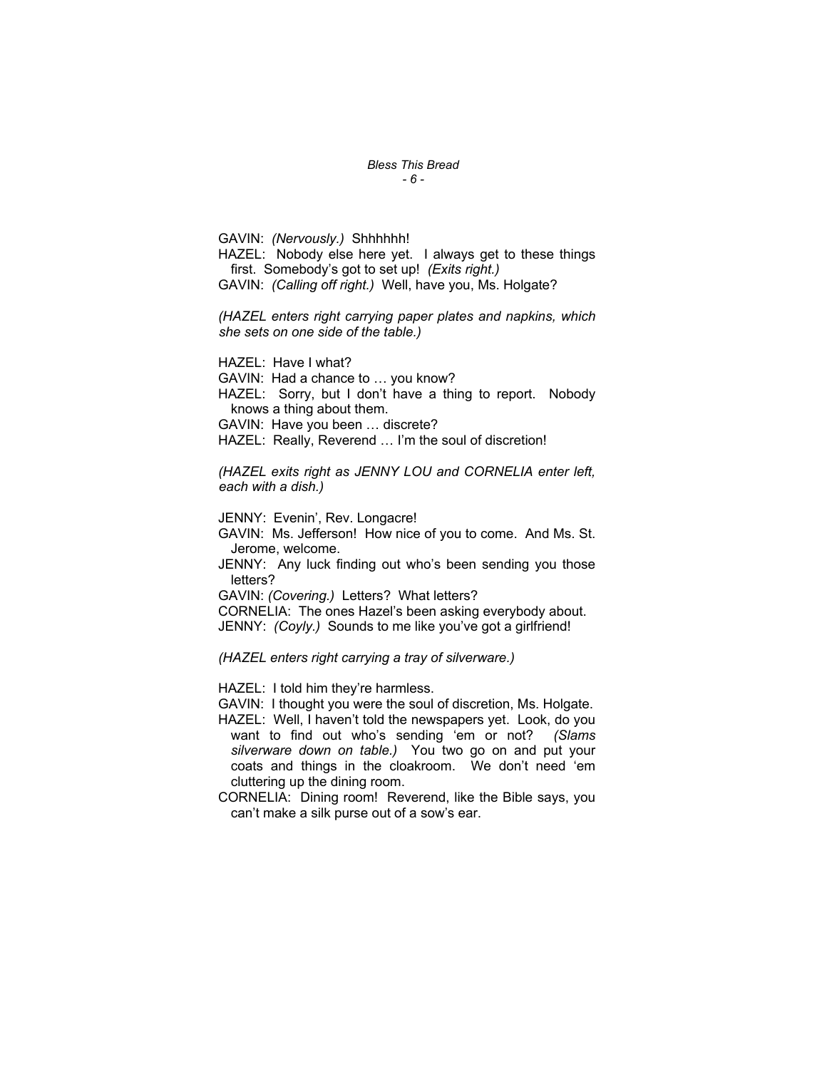GAVIN: *(Nervously.)* Shhhhhh!

HAZEL: Nobody else here yet. I always get to these things first. Somebody's got to set up! *(Exits right.)*

GAVIN: *(Calling off right.)* Well, have you, Ms. Holgate?

*(HAZEL enters right carrying paper plates and napkins, which she sets on one side of the table.)*

HAZEL: Have I what?

GAVIN: Had a chance to … you know?

HAZEL: Sorry, but I don't have a thing to report. Nobody knows a thing about them.

GAVIN: Have you been … discrete?

HAZEL: Really, Reverend … I'm the soul of discretion!

*(HAZEL exits right as JENNY LOU and CORNELIA enter left, each with a dish.)*

JENNY: Evenin', Rev. Longacre!

GAVIN: Ms. Jefferson! How nice of you to come. And Ms. St. Jerome, welcome.

JENNY: Any luck finding out who's been sending you those letters?

GAVIN: *(Covering.)* Letters? What letters?

CORNELIA: The ones Hazel's been asking everybody about.

JENNY: *(Coyly.)* Sounds to me like you've got a girlfriend!

*(HAZEL enters right carrying a tray of silverware.)*

HAZEL: I told him they're harmless.

GAVIN: I thought you were the soul of discretion, Ms. Holgate.

HAZEL: Well, I haven't told the newspapers yet. Look, do you want to find out who's sending 'em or not? *(Slams silverware down on table.)* You two go on and put your coats and things in the cloakroom. We don't need 'em cluttering up the dining room.

CORNELIA: Dining room! Reverend, like the Bible says, you can't make a silk purse out of a sow's ear.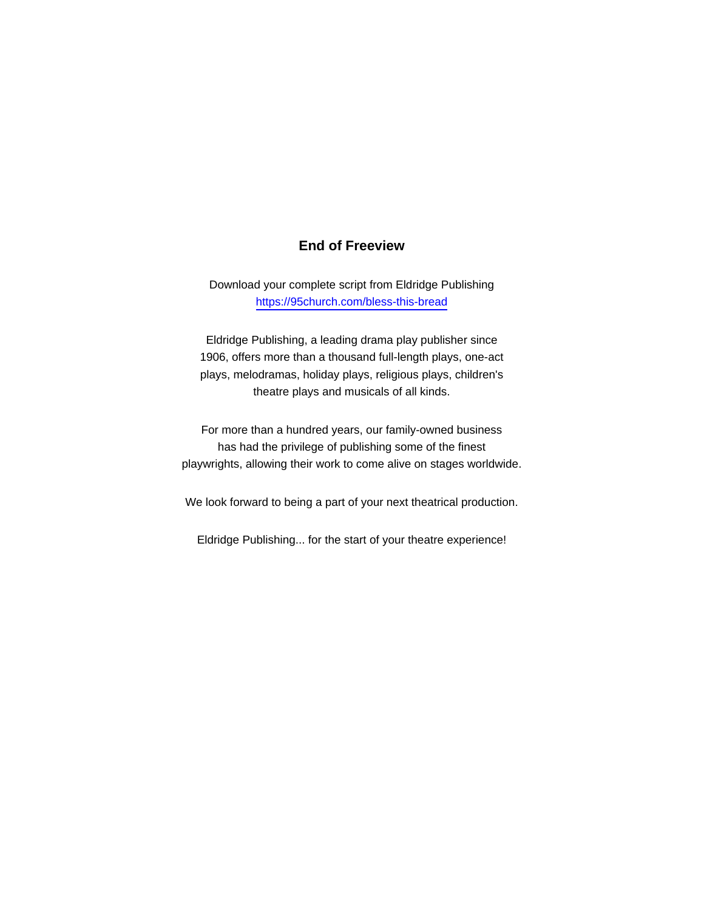## End of Freeview

Download your complete script from Eldridge Publishing
[https://95church.com/bless-this-bread](https://95church.com/bless-this-bread)

Eldridge Publishing, a leading drama play publisher since 1906, offers more than a thousand full-length plays, one-act plays, melodramas, holiday plays, religious plays, children's theatre plays and musicals of all kinds.

For more than a hundred years, our family-owned business has had the privilege of publishing some of the finest playwrights, allowing their work to come alive on stages worldwide.

We look forward to being a part of your next theatrical production.

Eldridge Publishing... for the start of your theatre experience!